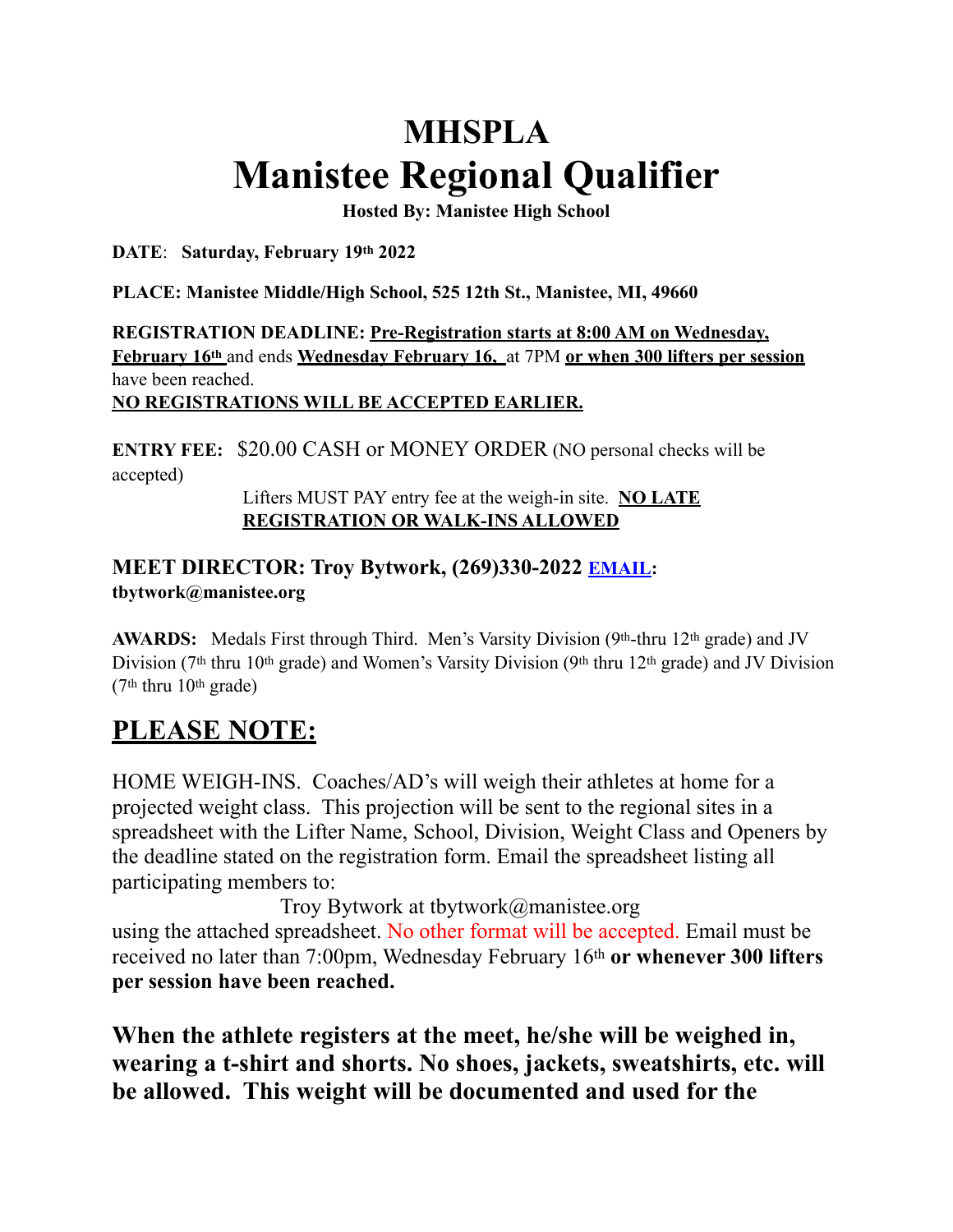# MHSPLA
# Manistee Regional Qualifier

**Hosted By: Manistee High School**

**DATE**: **Saturday, February 19th 2022**

**PLACE: Manistee Middle/High School, 525 12th St., Manistee, MI, 49660**

**REGISTRATION DEADLINE: Pre-Registration starts at 8:00 AM on Wednesday, February 16th** and ends **Wednesday February 16,** at 7PM **or when 300 lifters per session** have been reached.
**NO REGISTRATIONS WILL BE ACCEPTED EARLIER.**

**ENTRY FEE:** $20.00 CASH or MONEY ORDER (NO personal checks will be accepted)

Lifters MUST PAY entry fee at the weigh-in site. **NO LATE REGISTRATION OR WALK-INS ALLOWED**

## MEET DIRECTOR: Troy Bytwork, (269)330-2022 EMAIL: tbytwork@manistee.org

**AWARDS:** Medals First through Third. Men's Varsity Division (9th-thru 12th grade) and JV Division (7th thru 10th grade) and Women's Varsity Division (9th thru 12th grade) and JV Division (7th thru 10th grade)

## PLEASE NOTE:

HOME WEIGH-INS. Coaches/AD's will weigh their athletes at home for a projected weight class. This projection will be sent to the regional sites in a spreadsheet with the Lifter Name, School, Division, Weight Class and Openers by the deadline stated on the registration form. Email the spreadsheet listing all participating members to:

Troy Bytwork at tbytwork@manistee.org

using the attached spreadsheet. No other format will be accepted. Email must be received no later than 7:00pm, Wednesday February 16th **or whenever 300 lifters per session have been reached.**

**When the athlete registers at the meet, he/she will be weighed in, wearing a t-shirt and shorts. No shoes, jackets, sweatshirts, etc. will be allowed. This weight will be documented and used for the**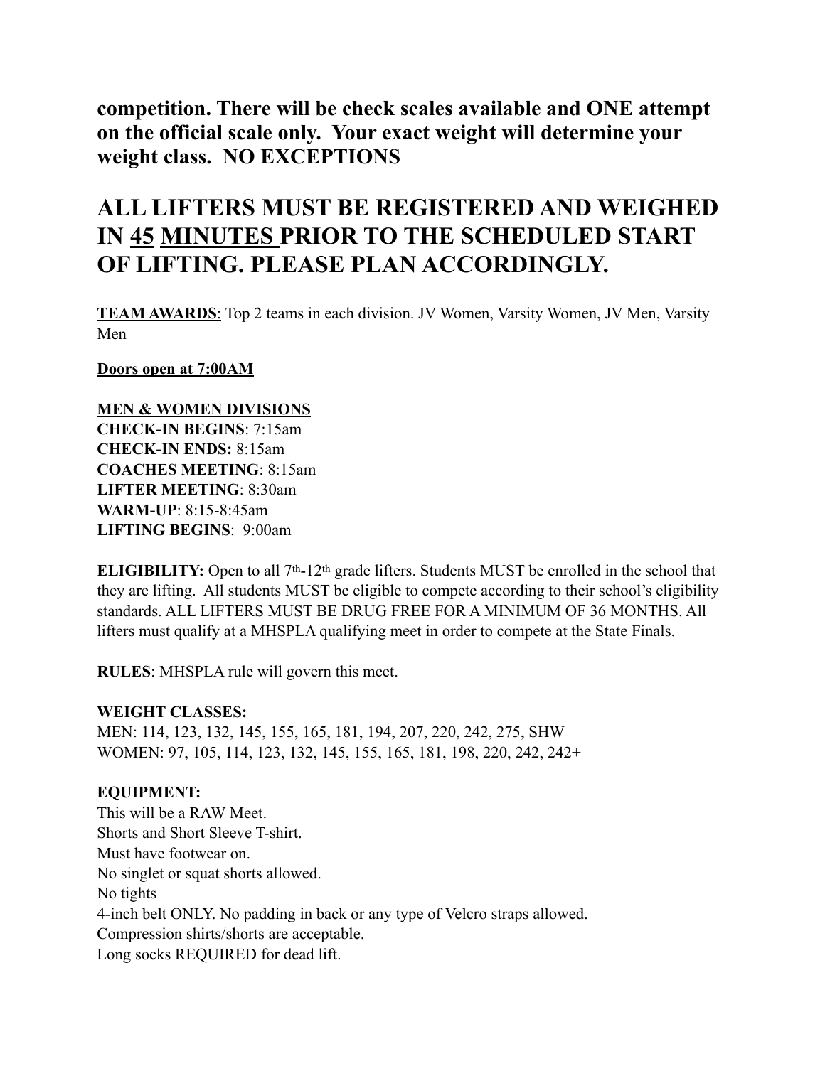**competition. There will be check scales available and ONE attempt on the official scale only. Your exact weight will determine your weight class. NO EXCEPTIONS**

## ALL LIFTERS MUST BE REGISTERED AND WEIGHED IN 45 MINUTES PRIOR TO THE SCHEDULED START OF LIFTING. PLEASE PLAN ACCORDINGLY.

**TEAM AWARDS**: Top 2 teams in each division. JV Women, Varsity Women, JV Men, Varsity Men

**Doors open at 7:00AM**

**MEN & WOMEN DIVISIONS**
**CHECK-IN BEGINS**: 7:15am
**CHECK-IN ENDS:** 8:15am
**COACHES MEETING**: 8:15am
**LIFTER MEETING**: 8:30am
**WARM-UP**: 8:15-8:45am
**LIFTING BEGINS**: 9:00am

**ELIGIBILITY:** Open to all 7th-12th grade lifters. Students MUST be enrolled in the school that they are lifting. All students MUST be eligible to compete according to their school's eligibility standards. ALL LIFTERS MUST BE DRUG FREE FOR A MINIMUM OF 36 MONTHS. All lifters must qualify at a MHSPLA qualifying meet in order to compete at the State Finals.

**RULES**: MHSPLA rule will govern this meet.

**WEIGHT CLASSES:**
MEN: 114, 123, 132, 145, 155, 165, 181, 194, 207, 220, 242, 275, SHW
WOMEN: 97, 105, 114, 123, 132, 145, 155, 165, 181, 198, 220, 242, 242+

**EQUIPMENT:**
This will be a RAW Meet.
Shorts and Short Sleeve T-shirt.
Must have footwear on.
No singlet or squat shorts allowed.
No tights
4-inch belt ONLY. No padding in back or any type of Velcro straps allowed.
Compression shirts/shorts are acceptable.
Long socks REQUIRED for dead lift.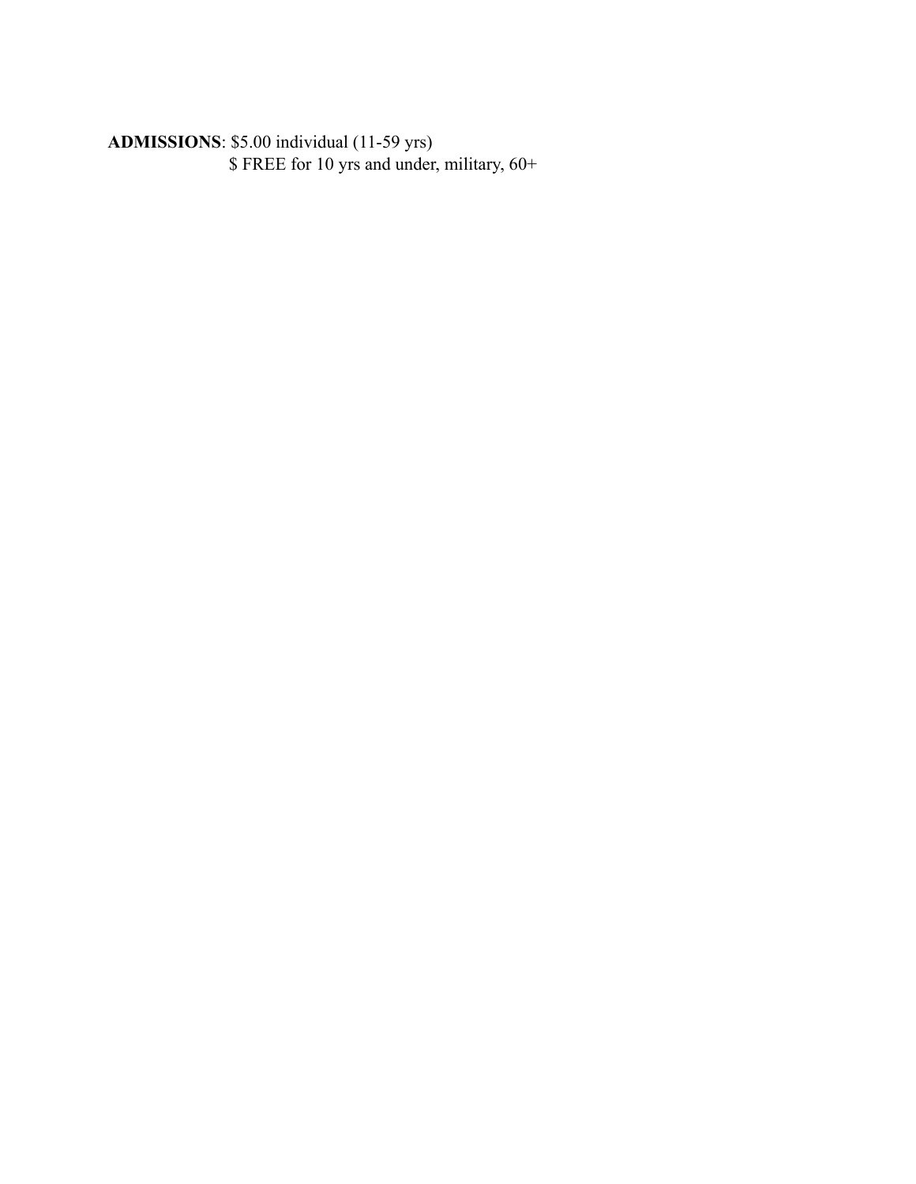**ADMISSIONS**: $5.00 individual (11-59 yrs)
$ FREE for 10 yrs and under, military, 60+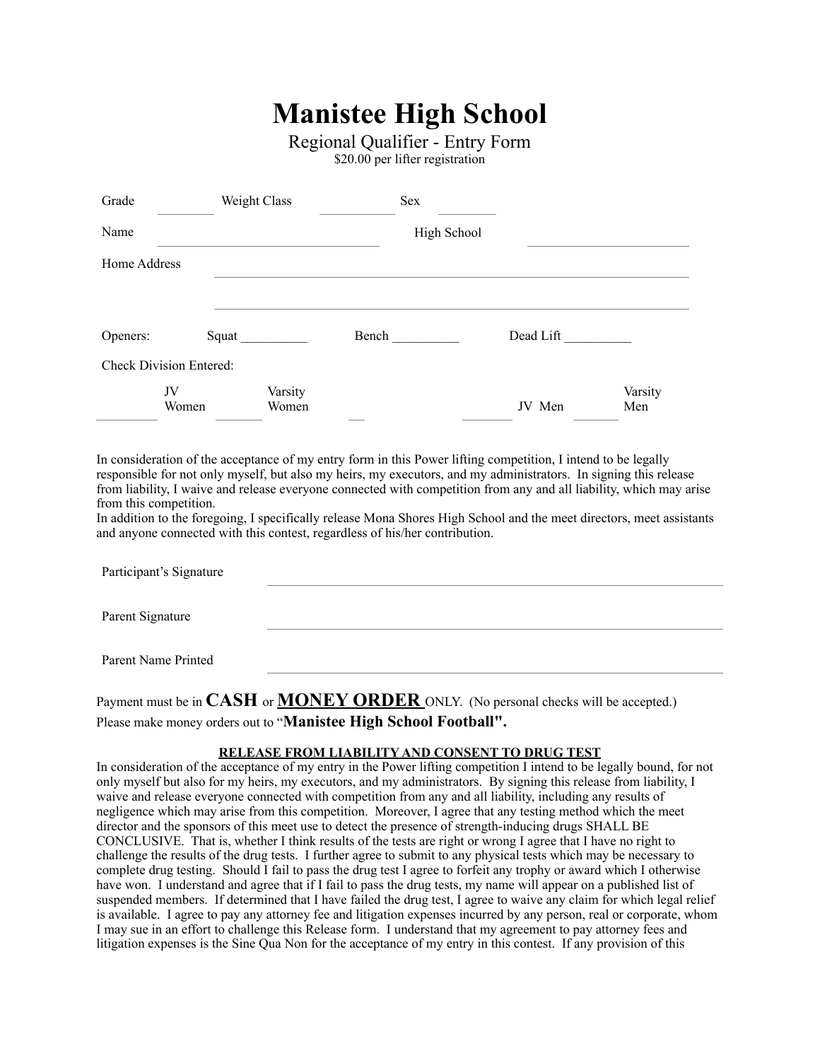# Manistee High School

Regional Qualifier - Entry Form

$20.00 per lifter registration

Grade _________ Weight Class ___________ Sex _________

Name ________________________________ High School ________________________

Home Address ______________________________________________________________

______________________________________________________________

Openers: Squat __________ Bench __________ Dead Lift __________

Check Division Entered:

_________ JV Women _______ Varsity Women __ ________ JV Men _______ Varsity Men

In consideration of the acceptance of my entry form in this Power lifting competition, I intend to be legally responsible for not only myself, but also my heirs, my executors, and my administrators. In signing this release from liability, I waive and release everyone connected with competition from any and all liability, which may arise from this competition.

In addition to the foregoing, I specifically release Mona Shores High School and the meet directors, meet assistants and anyone connected with this contest, regardless of his/her contribution.

Participant's Signature ______________________________________________________________

Parent Signature ______________________________________________________________

Parent Name Printed ______________________________________________________________

Payment must be in **CASH** or **MONEY ORDER** ONLY. (No personal checks will be accepted.)

Please make money orders out to "**Manistee High School Football".**

**RELEASE FROM LIABILITY AND CONSENT TO DRUG TEST**

In consideration of the acceptance of my entry in the Power lifting competition I intend to be legally bound, for not only myself but also for my heirs, my executors, and my administrators. By signing this release from liability, I waive and release everyone connected with competition from any and all liability, including any results of negligence which may arise from this competition. Moreover, I agree that any testing method which the meet director and the sponsors of this meet use to detect the presence of strength-inducing drugs SHALL BE CONCLUSIVE. That is, whether I think results of the tests are right or wrong I agree that I have no right to challenge the results of the drug tests. I further agree to submit to any physical tests which may be necessary to complete drug testing. Should I fail to pass the drug test I agree to forfeit any trophy or award which I otherwise have won. I understand and agree that if I fail to pass the drug tests, my name will appear on a published list of suspended members. If determined that I have failed the drug test, I agree to waive any claim for which legal relief is available. I agree to pay any attorney fee and litigation expenses incurred by any person, real or corporate, whom I may sue in an effort to challenge this Release form. I understand that my agreement to pay attorney fees and litigation expenses is the Sine Qua Non for the acceptance of my entry in this contest. If any provision of this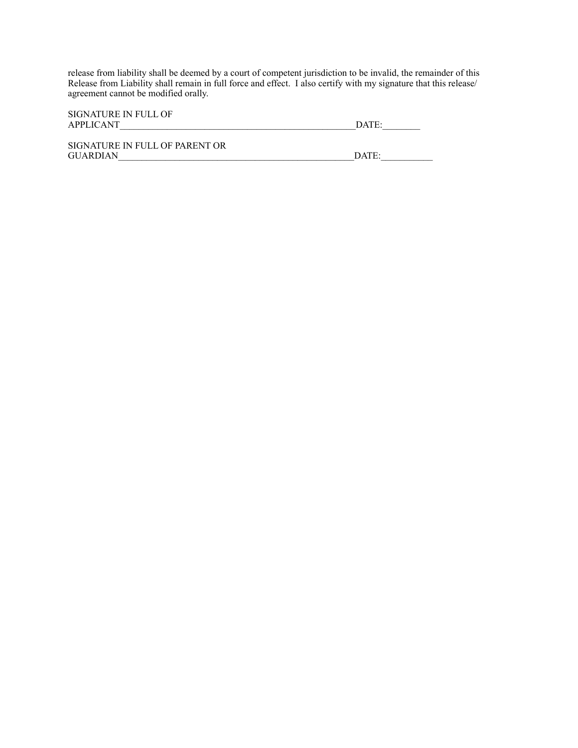release from liability shall be deemed by a court of competent jurisdiction to be invalid, the remainder of this Release from Liability shall remain in full force and effect. I also certify with my signature that this release/ agreement cannot be modified orally.

SIGNATURE IN FULL OF
APPLICANT_____________________________________________________DATE:________

SIGNATURE IN FULL OF PARENT OR
GUARDIAN_____________________________________________________DATE:___________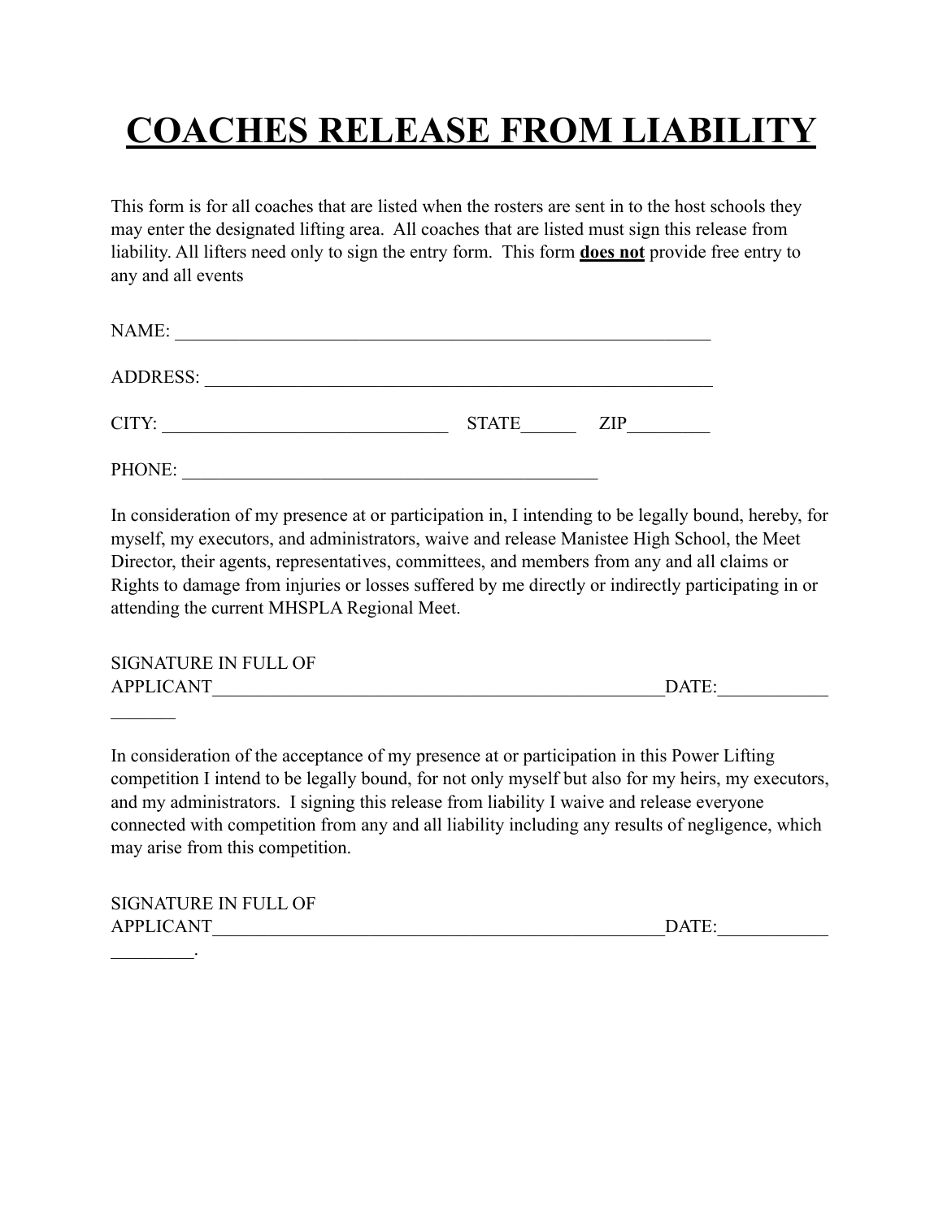# COACHES RELEASE FROM LIABILITY

This form is for all coaches that are listed when the rosters are sent in to the host schools they may enter the designated lifting area. All coaches that are listed must sign this release from liability. All lifters need only to sign the entry form. This form **does not** provide free entry to any and all events

NAME: ___________________________________________________________

ADDRESS: ________________________________________________________

CITY: ______________________________ STATE______ ZIP_________

PHONE: ____________________________________________

In consideration of my presence at or participation in, I intending to be legally bound, hereby, for myself, my executors, and administrators, waive and release Manistee High School, the Meet Director, their agents, representatives, committees, and members from any and all claims or Rights to damage from injuries or losses suffered by me directly or indirectly participating in or attending the current MHSPLA Regional Meet.

SIGNATURE IN FULL OF
APPLICANT________________________________________________DATE:___________________

In consideration of the acceptance of my presence at or participation in this Power Lifting competition I intend to be legally bound, for not only myself but also for my heirs, my executors, and my administrators. I signing this release from liability I waive and release everyone connected with competition from any and all liability including any results of negligence, which may arise from this competition.

SIGNATURE IN FULL OF
APPLICANT________________________________________________DATE:_____________________.